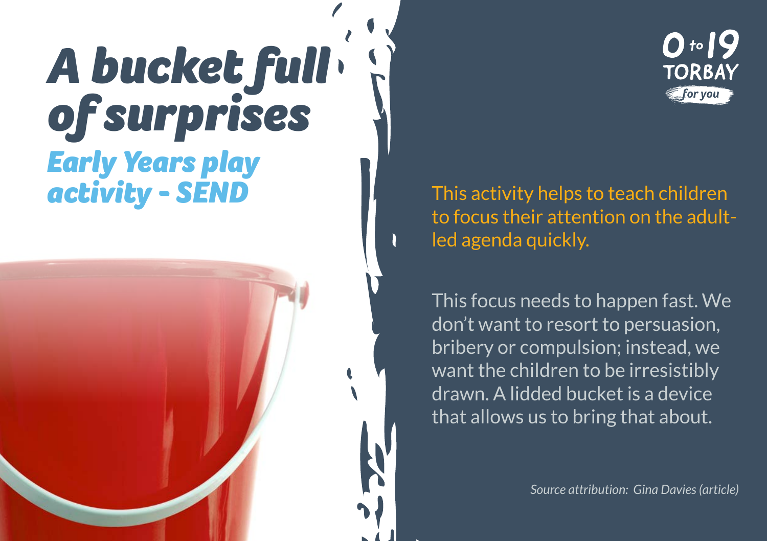# A bucket full of surprises

## Early Years play activity - SEND

0 to 19 TORBAY *for you*

This activity helps to teach children to focus their attention on the adult-led agenda quickly.

This focus needs to happen fast. We don't want to resort to persuasion, bribery or compulsion; instead, we want the children to be irresistibly drawn. A lidded bucket is a device that allows us to bring that about.

*Source attribution: Gina Davies (article)*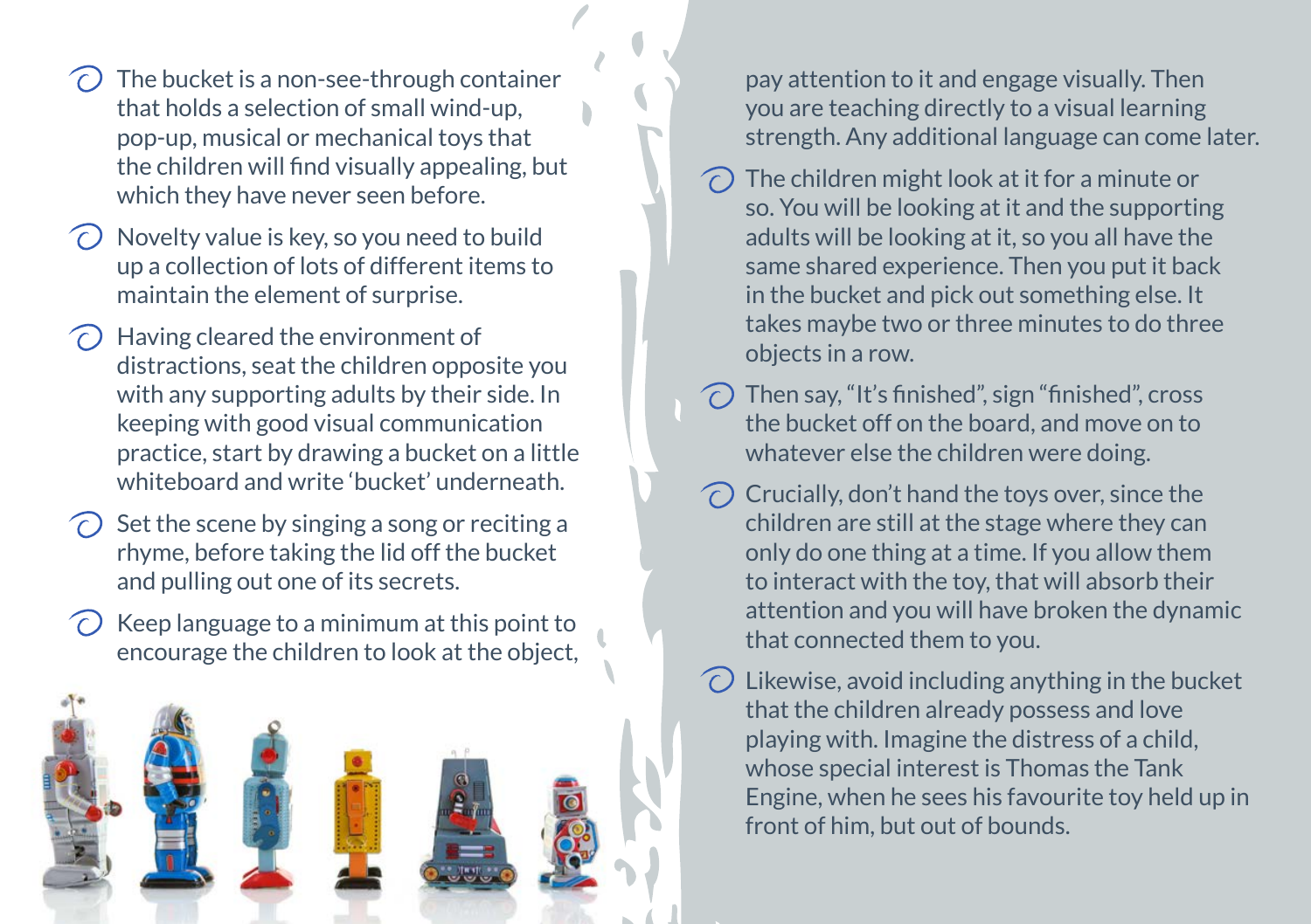- The bucket is a non-see-through container that holds a selection of small wind-up, pop-up, musical or mechanical toys that the children will find visually appealing, but which they have never seen before.
- Novelty value is key, so you need to build up a collection of lots of different items to maintain the element of surprise.
- Having cleared the environment of distractions, seat the children opposite you with any supporting adults by their side. In keeping with good visual communication practice, start by drawing a bucket on a little whiteboard and write 'bucket' underneath.
- Set the scene by singing a song or reciting a rhyme, before taking the lid off the bucket and pulling out one of its secrets.
- Keep language to a minimum at this point to encourage the children to look at the object, pay attention to it and engage visually. Then you are teaching directly to a visual learning strength. Any additional language can come later.
- The children might look at it for a minute or so. You will be looking at it and the supporting adults will be looking at it, so you all have the same shared experience. Then you put it back in the bucket and pick out something else. It takes maybe two or three minutes to do three objects in a row.
- Then say, "It's finished", sign "finished", cross the bucket off on the board, and move on to whatever else the children were doing.
- Crucially, don't hand the toys over, since the children are still at the stage where they can only do one thing at a time. If you allow them to interact with the toy, that will absorb their attention and you will have broken the dynamic that connected them to you.
- Likewise, avoid including anything in the bucket that the children already possess and love playing with. Imagine the distress of a child, whose special interest is Thomas the Tank Engine, when he sees his favourite toy held up in front of him, but out of bounds.